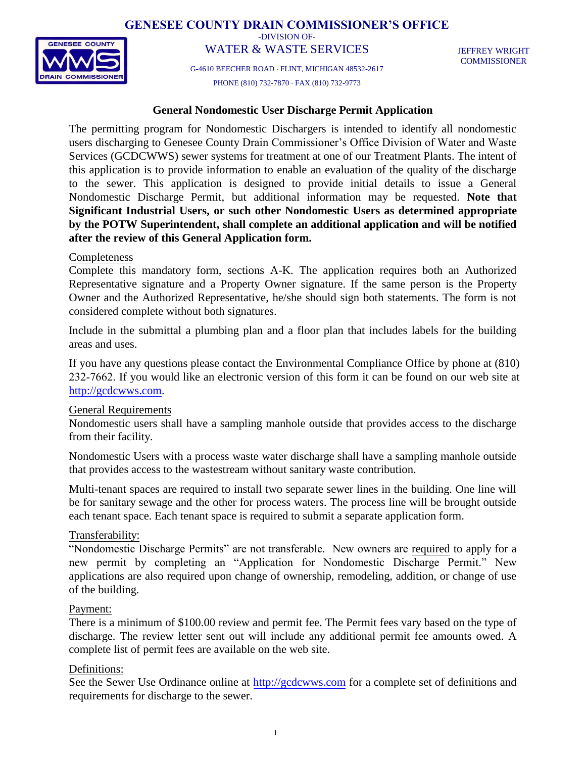# GENESEE COUNTY DRAIN COMMISSIONER'S OFFICE

-DIVISION OF-

WATER & WASTE SERVICES

G-4610 BEECHER ROAD · FLINT, MICHIGAN 48532-2617

PHONE (810) 732-7870 · FAX (810) 732-9773

JEFFREY WRIGHT
COMMISSIONER

## General Nondomestic User Discharge Permit Application

The permitting program for Nondomestic Dischargers is intended to identify all nondomestic users discharging to Genesee County Drain Commissioner's Office Division of Water and Waste Services (GCDCWWS) sewer systems for treatment at one of our Treatment Plants. The intent of this application is to provide information to enable an evaluation of the quality of the discharge to the sewer. This application is designed to provide initial details to issue a General Nondomestic Discharge Permit, but additional information may be requested. **Note that Significant Industrial Users, or such other Nondomestic Users as determined appropriate by the POTW Superintendent, shall complete an additional application and will be notified after the review of this General Application form.**

### Completeness

Complete this mandatory form, sections A-K. The application requires both an Authorized Representative signature and a Property Owner signature. If the same person is the Property Owner and the Authorized Representative, he/she should sign both statements. The form is not considered complete without both signatures.

Include in the submittal a plumbing plan and a floor plan that includes labels for the building areas and uses.

If you have any questions please contact the Environmental Compliance Office by phone at (810) 232-7662. If you would like an electronic version of this form it can be found on our web site at http://gcdcwws.com.

### General Requirements

Nondomestic users shall have a sampling manhole outside that provides access to the discharge from their facility.

Nondomestic Users with a process waste water discharge shall have a sampling manhole outside that provides access to the wastestream without sanitary waste contribution.

Multi-tenant spaces are required to install two separate sewer lines in the building. One line will be for sanitary sewage and the other for process waters. The process line will be brought outside each tenant space. Each tenant space is required to submit a separate application form.

### Transferability:

"Nondomestic Discharge Permits" are not transferable. New owners are required to apply for a new permit by completing an "Application for Nondomestic Discharge Permit." New applications are also required upon change of ownership, remodeling, addition, or change of use of the building.

### Payment:

There is a minimum of $100.00 review and permit fee. The Permit fees vary based on the type of discharge. The review letter sent out will include any additional permit fee amounts owed. A complete list of permit fees are available on the web site.

### Definitions:

See the Sewer Use Ordinance online at http://gcdcwws.com for a complete set of definitions and requirements for discharge to the sewer.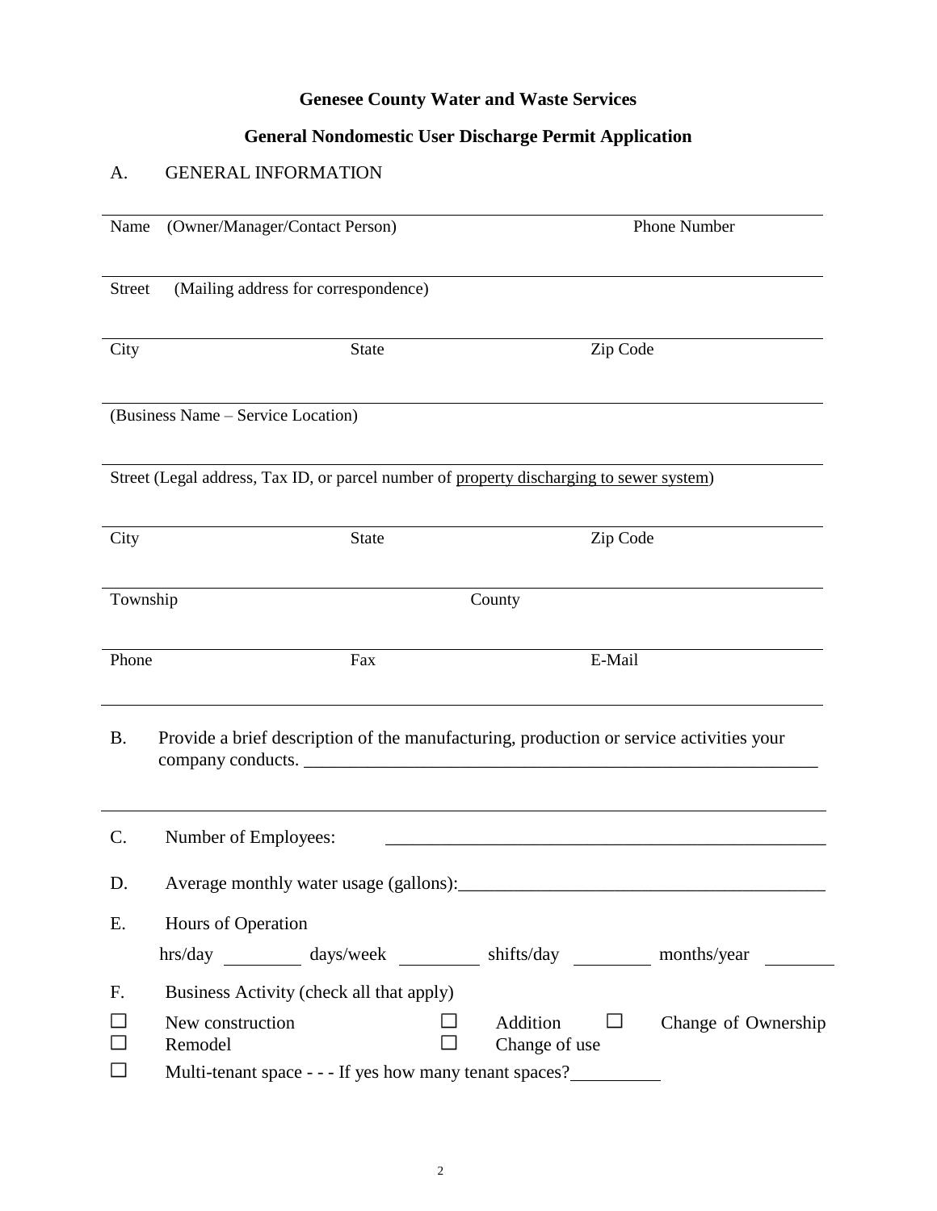**Genesee County Water and Waste Services**

**General Nondomestic User Discharge Permit Application**

A. GENERAL INFORMATION

Name (Owner/Manager/Contact Person) Phone Number

Street (Mailing address for correspondence)

City State Zip Code

(Business Name – Service Location)

Street (Legal address, Tax ID, or parcel number of property discharging to sewer system)

City State Zip Code

Township County

Phone Fax E-Mail

B. Provide a brief description of the manufacturing, production or service activities your company conducts. ____________________________________________________________

C. Number of Employees: ________________________________________________

D. Average monthly water usage (gallons):________________________________________

E. Hours of Operation

hrs/day ________ days/week ________ shifts/day ________ months/year ________

F. Business Activity (check all that apply)

☐ New construction ☐ Addition ☐ Change of Ownership

☐ Remodel ☐ Change of use

☐ Multi-tenant space - - - If yes how many tenant spaces?__________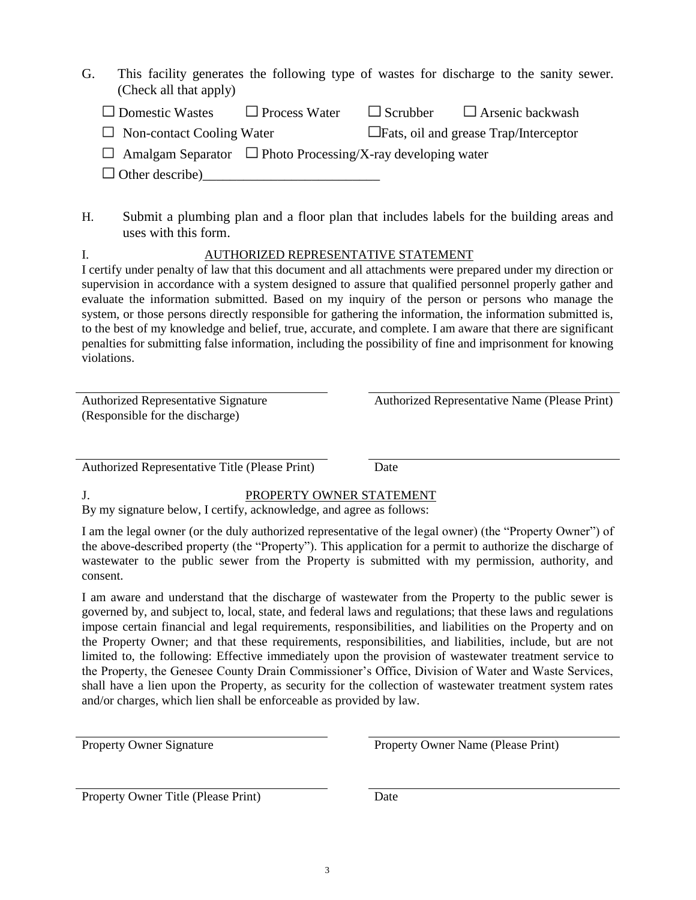G. This facility generates the following type of wastes for discharge to the sanity sewer. (Check all that apply)

☐ Domestic Wastes ☐ Process Water ☐ Scrubber ☐ Arsenic backwash

☐ Non-contact Cooling Water ☐Fats, oil and grease Trap/Interceptor

☐ Amalgam Separator ☐ Photo Processing/X-ray developing water

☐ Other describe)_________________________

H. Submit a plumbing plan and a floor plan that includes labels for the building areas and uses with this form.

I. AUTHORIZED REPRESENTATIVE STATEMENT

I certify under penalty of law that this document and all attachments were prepared under my direction or supervision in accordance with a system designed to assure that qualified personnel properly gather and evaluate the information submitted. Based on my inquiry of the person or persons who manage the system, or those persons directly responsible for gathering the information, the information submitted is, to the best of my knowledge and belief, true, accurate, and complete. I am aware that there are significant penalties for submitting false information, including the possibility of fine and imprisonment for knowing violations.

_______________________________ _______________________________

Authorized Representative Signature (Responsible for the discharge) Authorized Representative Name (Please Print)

_______________________________ _______________________________

Authorized Representative Title (Please Print) Date

J. PROPERTY OWNER STATEMENT

By my signature below, I certify, acknowledge, and agree as follows:

I am the legal owner (or the duly authorized representative of the legal owner) (the "Property Owner") of the above-described property (the "Property"). This application for a permit to authorize the discharge of wastewater to the public sewer from the Property is submitted with my permission, authority, and consent.

I am aware and understand that the discharge of wastewater from the Property to the public sewer is governed by, and subject to, local, state, and federal laws and regulations; that these laws and regulations impose certain financial and legal requirements, responsibilities, and liabilities on the Property and on the Property Owner; and that these requirements, responsibilities, and liabilities, include, but are not limited to, the following: Effective immediately upon the provision of wastewater treatment service to the Property, the Genesee County Drain Commissioner's Office, Division of Water and Waste Services, shall have a lien upon the Property, as security for the collection of wastewater treatment system rates and/or charges, which lien shall be enforceable as provided by law.

_______________________________ _______________________________

Property Owner Signature Property Owner Name (Please Print)

_______________________________ _______________________________

Property Owner Title (Please Print) Date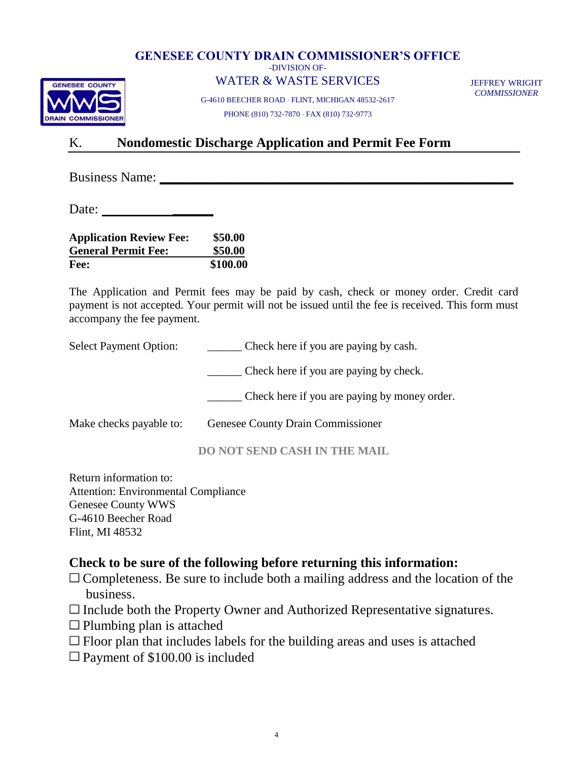**GENESEE COUNTY DRAIN COMMISSIONER'S OFFICE**

-DIVISION OF-

WATER & WASTE SERVICES

G-4610 BEECHER ROAD · FLINT, MICHIGAN 48532-2617

PHONE (810) 732-7870 · FAX (810) 732-9773

JEFFREY WRIGHT
*COMMISSIONER*

## K. Nondomestic Discharge Application and Permit Fee Form

Business Name: ______________________________________________

Date: _________________

| | |
|---|---|
| **Application Review Fee:** | **\$50.00** |
| **General Permit Fee:** | **\$50.00** |
| **Fee:** | **\$100.00** |

The Application and Permit fees may be paid by cash, check or money order. Credit card payment is not accepted. Your permit will not be issued until the fee is received. This form must accompany the fee payment.

Select Payment Option: ______ Check here if you are paying by cash.

______ Check here if you are paying by check.

______ Check here if you are paying by money order.

Make checks payable to: Genesee County Drain Commissioner

**DO NOT SEND CASH IN THE MAIL**

Return information to:
Attention: Environmental Compliance
Genesee County WWS
G-4610 Beecher Road
Flint, MI 48532

### Check to be sure of the following before returning this information:

- ☐ Completeness. Be sure to include both a mailing address and the location of the business.
- ☐ Include both the Property Owner and Authorized Representative signatures.
- ☐ Plumbing plan is attached
- ☐ Floor plan that includes labels for the building areas and uses is attached
- ☐ Payment of \$100.00 is included